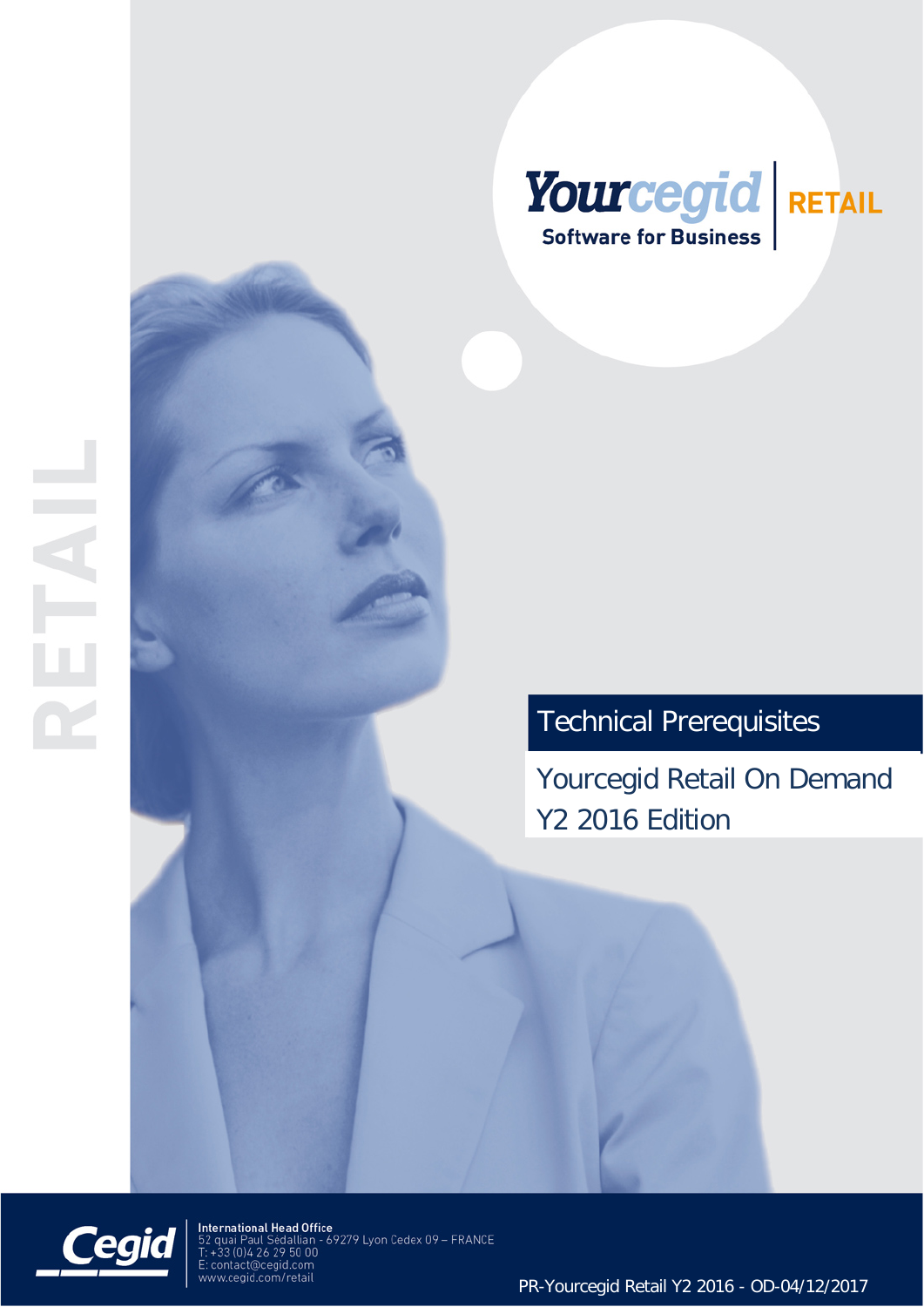RETAIL

Yourcegid
Software for Business
RETAIL

# Technical Prerequisites

## Yourcegid Retail On Demand Y2 2016 Edition

Cegid

**International Head Office**
52 quai Paul Sédallian - 69279 Lyon Cedex 09 – FRANCE
T: +33 (0)4 26 29 50 00
E: contact@cegid.com
www.cegid.com/retail

PR-Yourcegid Retail Y2 2016 - OD-04/12/2017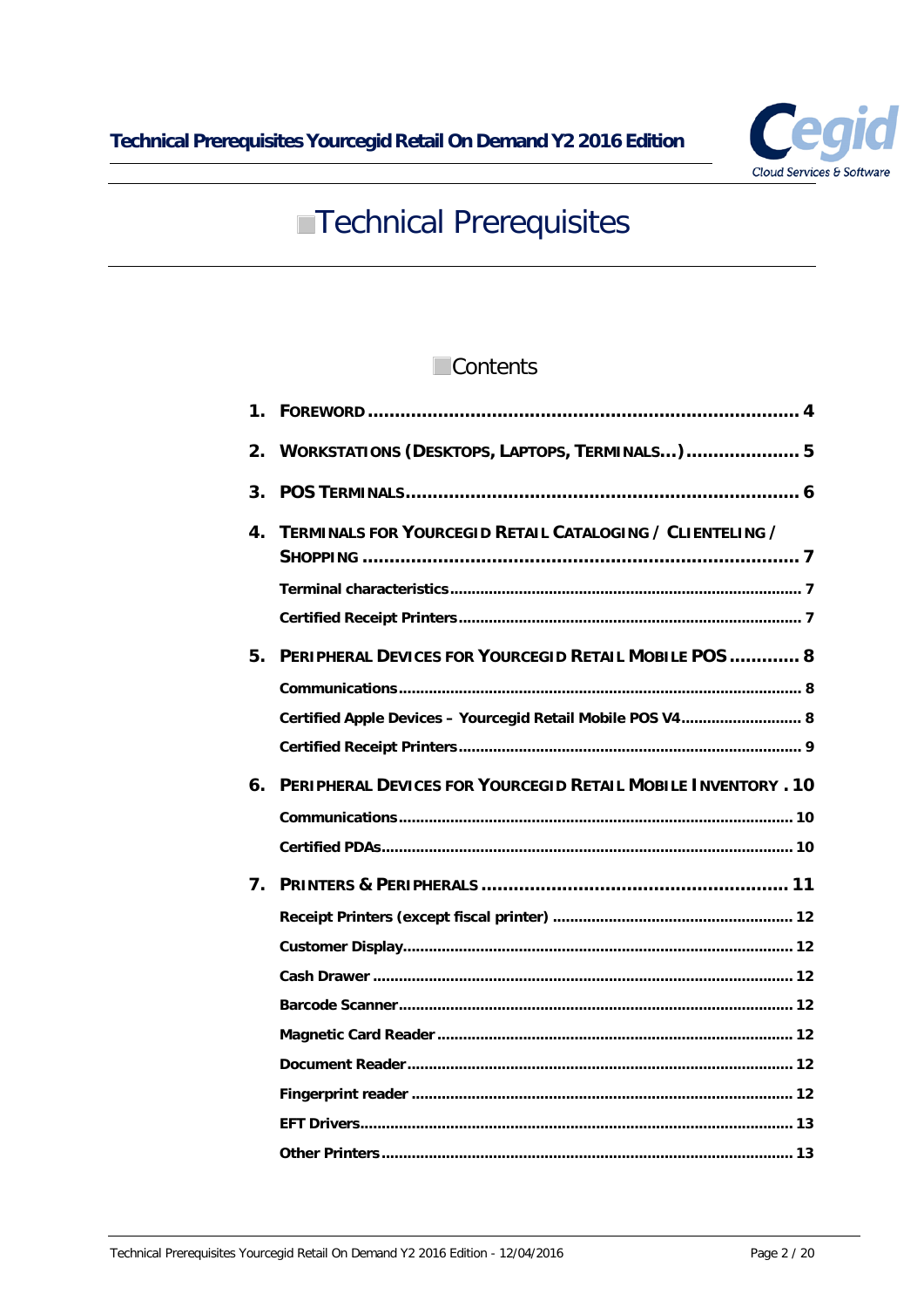# Technical Prerequisites

## Contents

1. **FOREWORD** ............................................................................ 4
2. **WORKSTATIONS (DESKTOPS, LAPTOPS, TERMINALS…)** .................... 5
3. **POS TERMINALS** ....................................................................... 6
4. **TERMINALS FOR YOURCEGID RETAIL CATALOGING / CLIENTELING / SHOPPING** ............................................................................... 7
   - **Terminal characteristics** ............................................................... 7
   - **Certified Receipt Printers** .............................................................. 7
5. **PERIPHERAL DEVICES FOR YOURCEGID RETAIL MOBILE POS** ............ 8
   - **Communications** ............................................................................ 8
   - **Certified Apple Devices – Yourcegid Retail Mobile POS V4** ......................... 8
   - **Certified Receipt Printers** .............................................................. 9
6. **PERIPHERAL DEVICES FOR YOURCEGID RETAIL MOBILE INVENTORY** . 10
   - **Communications** .......................................................................... 10
   - **Certified PDAs** .............................................................................. 10
7. **PRINTERS & PERIPHERALS** ........................................................ 11
   - **Receipt Printers (except fiscal printer)** ........................................... 12
   - **Customer Display** ......................................................................... 12
   - **Cash Drawer** ................................................................................ 12
   - **Barcode Scanner** .......................................................................... 12
   - **Magnetic Card Reader** .................................................................. 12
   - **Document Reader** ......................................................................... 12
   - **Fingerprint reader** ....................................................................... 12
   - **EFT Drivers** ................................................................................... 13
   - **Other Printers** .............................................................................. 13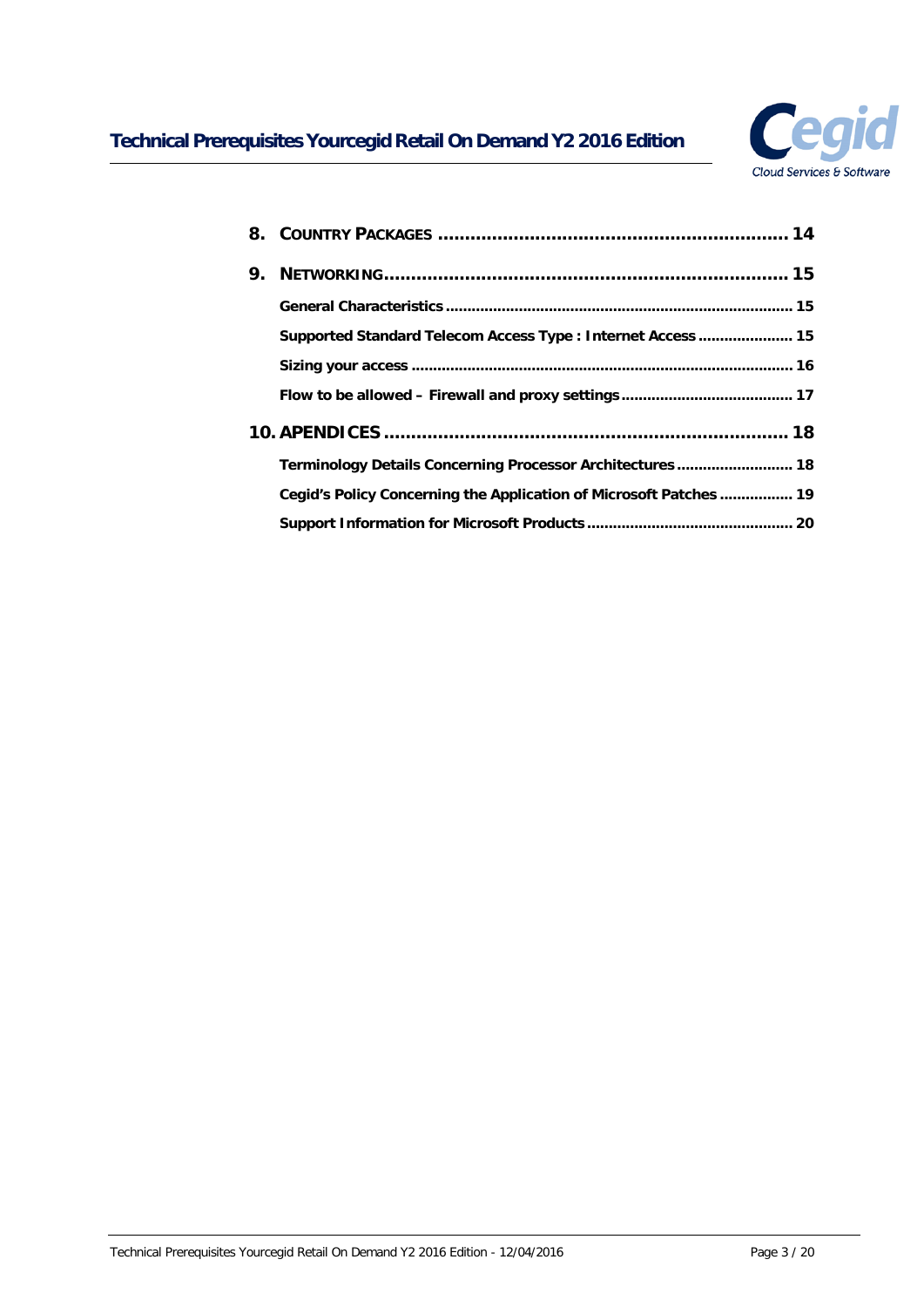**8. COUNTRY PACKAGES ................................................................ 14**

**9. NETWORKING.......................................................................... 15**

- **General Characteristics ................................................................................ 15**
- **Supported Standard Telecom Access Type : Internet Access ...................... 15**
- **Sizing your access ........................................................................................ 16**
- **Flow to be allowed – Firewall and proxy settings ........................................ 17**

**10. APENDICES .......................................................................... 18**

- **Terminology Details Concerning Processor Architectures ........................... 18**
- **Cegid's Policy Concerning the Application of Microsoft Patches ................. 19**
- **Support Information for Microsoft Products ................................................ 20**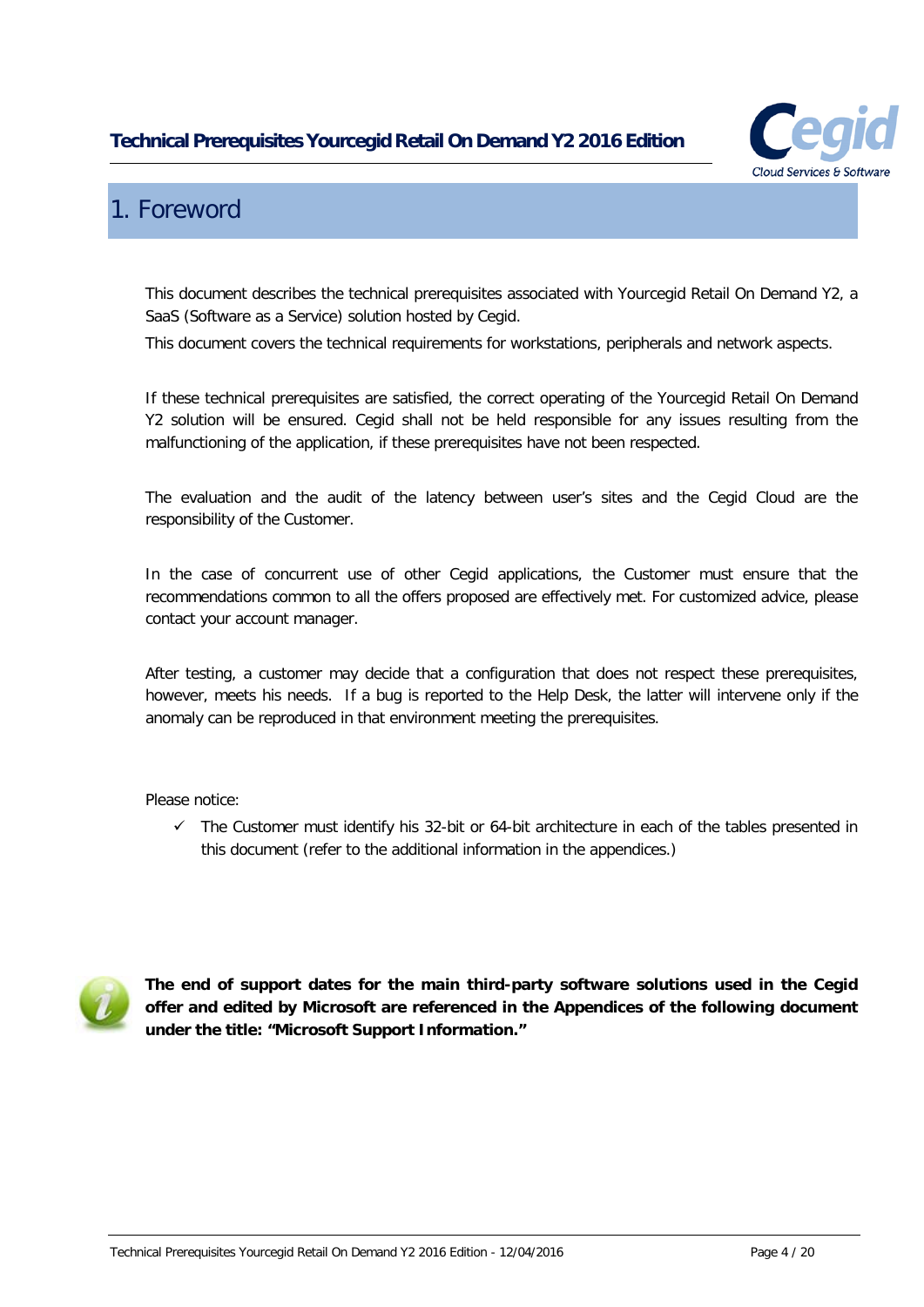# 1. Foreword

This document describes the technical prerequisites associated with Yourcegid Retail On Demand Y2, a SaaS (Software as a Service) solution hosted by Cegid.

This document covers the technical requirements for workstations, peripherals and network aspects.

If these technical prerequisites are satisfied, the correct operating of the Yourcegid Retail On Demand Y2 solution will be ensured. Cegid shall not be held responsible for any issues resulting from the malfunctioning of the application, if these prerequisites have not been respected.

The evaluation and the audit of the latency between user's sites and the Cegid Cloud are the responsibility of the Customer.

In the case of concurrent use of other Cegid applications, the Customer must ensure that the recommendations common to all the offers proposed are effectively met. For customized advice, please contact your account manager.

After testing, a customer may decide that a configuration that does not respect these prerequisites, however, meets his needs. If a bug is reported to the Help Desk, the latter will intervene only if the anomaly can be reproduced in that environment meeting the prerequisites.

Please notice:

- ✓ The Customer must identify his 32-bit or 64-bit architecture in each of the tables presented in this document (refer to the additional information in the appendices.)

**The end of support dates for the main third-party software solutions used in the Cegid offer and edited by Microsoft are referenced in the Appendices of the following document under the title: "Microsoft Support Information."**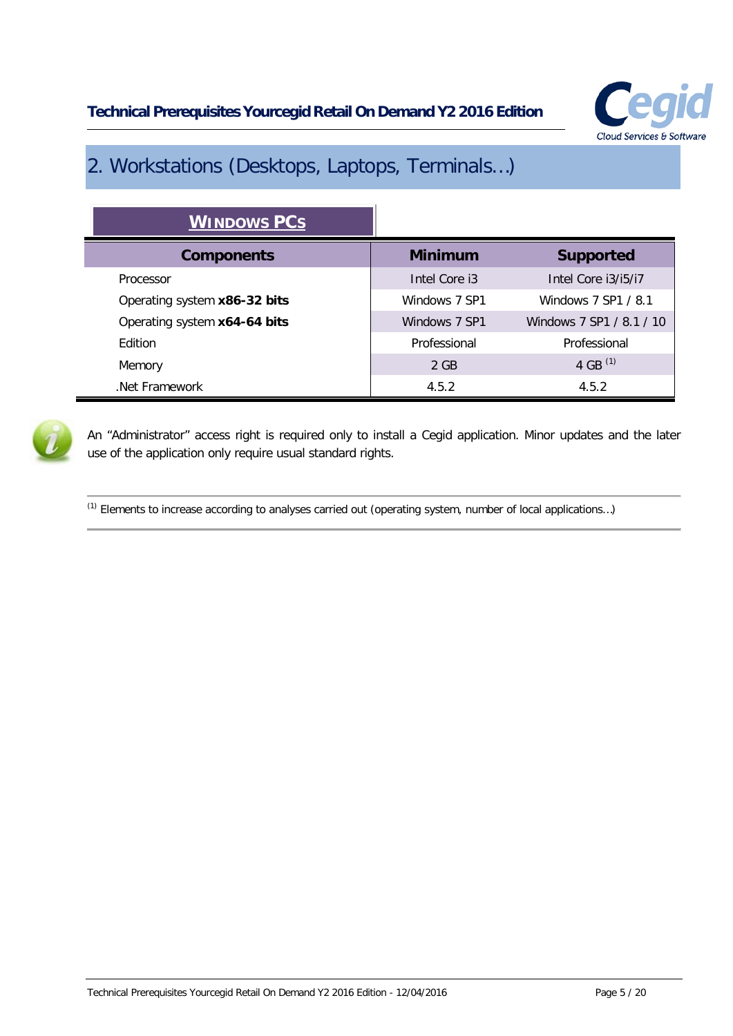## 2. Workstations (Desktops, Laptops, Terminals…)

**WINDOWS PCs**

| Components | Minimum | Supported |
|---|---|---|
| Processor | Intel Core i3 | Intel Core i3/i5/i7 |
| Operating system **x86-32 bits** | Windows 7 SP1 | Windows 7 SP1 / 8.1 |
| Operating system **x64-64 bits** | Windows 7 SP1 | Windows 7 SP1 / 8.1 / 10 |
| Edition | Professional | Professional |
| Memory | 2 GB | 4 GB (1) |
| .Net Framework | 4.5.2 | 4.5.2 |

An "Administrator" access right is required only to install a Cegid application. Minor updates and the later use of the application only require usual standard rights.

(1) Elements to increase according to analyses carried out (operating system, number of local applications…)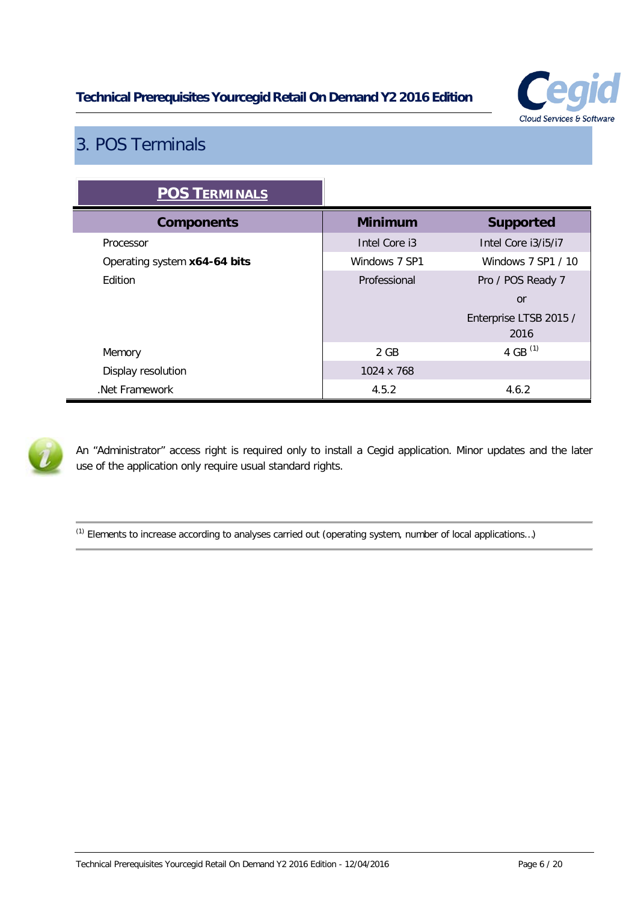# 3. POS Terminals

**POS TERMINALS**

| Components | Minimum | Supported |
| --- | --- | --- |
| Processor | Intel Core i3 | Intel Core i3/i5/i7 |
| Operating system **x64-64 bits** | Windows 7 SP1 | Windows 7 SP1 / 10 |
| Edition | Professional | Pro / POS Ready 7 or Enterprise LTSB 2015 / 2016 |
| Memory | 2 GB | 4 GB [1] |
| Display resolution | 1024 x 768 | |
| .Net Framework | 4.5.2 | 4.6.2 |

An "Administrator" access right is required only to install a Cegid application. Minor updates and the later use of the application only require usual standard rights.

[1] Elements to increase according to analyses carried out (operating system, number of local applications…)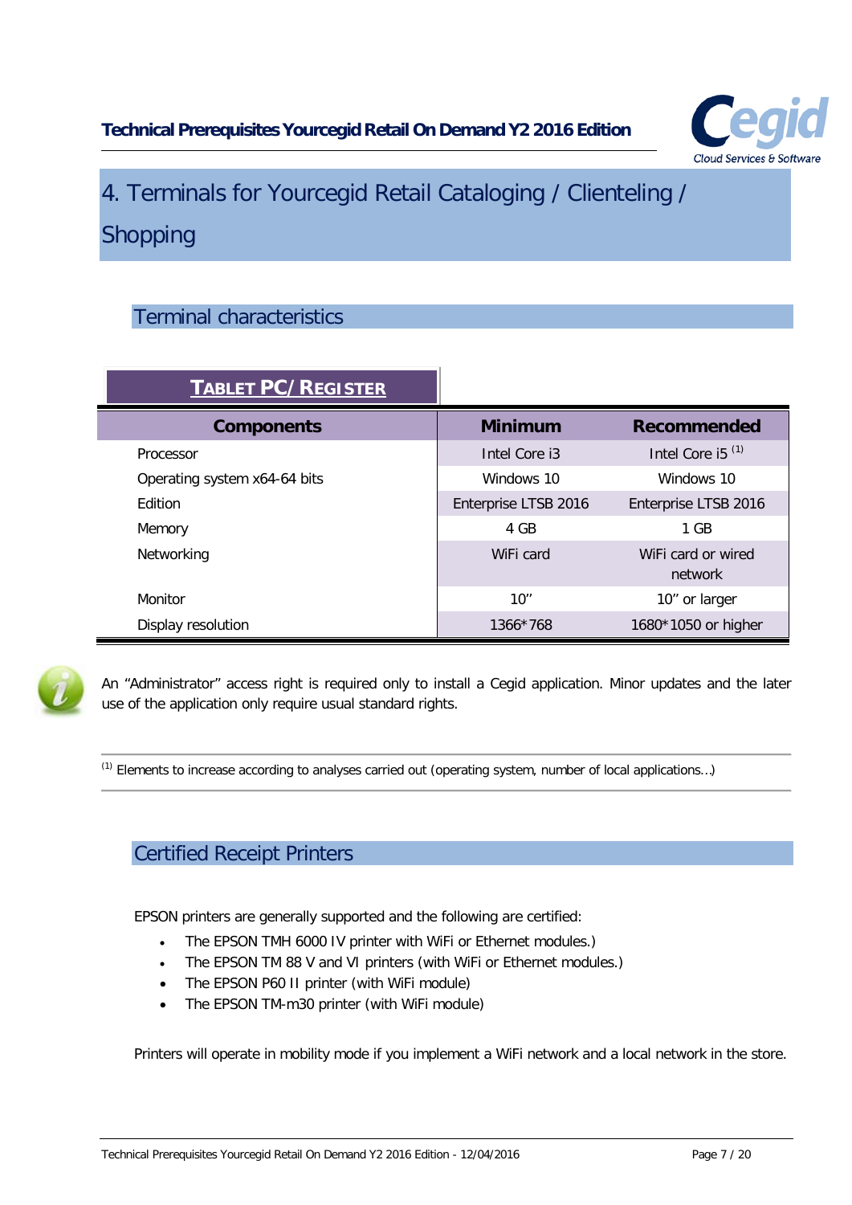# 4. Terminals for Yourcegid Retail Cataloging / Clienteling / Shopping

## Terminal characteristics

**TABLET PC/ REGISTER**

| Components | Minimum | Recommended |
|---|---|---|
| Processor | Intel Core i3 | Intel Core i5 [1] |
| Operating system x64-64 bits | Windows 10 | Windows 10 |
| Edition | Enterprise LTSB 2016 | Enterprise LTSB 2016 |
| Memory | 4 GB | 1 GB |
| Networking | WiFi card | WiFi card or wired network |
| Monitor | 10'' | 10'' or larger |
| Display resolution | 1366*768 | 1680*1050 or higher |

An "Administrator" access right is required only to install a Cegid application. Minor updates and the later use of the application only require usual standard rights.

[1] Elements to increase according to analyses carried out (operating system, number of local applications...)

## Certified Receipt Printers

EPSON printers are generally supported and the following are certified:

- The EPSON TMH 6000 IV printer with WiFi or Ethernet modules.)
- The EPSON TM 88 V and VI printers (with WiFi or Ethernet modules.)
- The EPSON P60 II printer (with WiFi module)
- The EPSON TM-m30 printer (with WiFi module)

Printers will operate in mobility mode if you implement a WiFi network and a local network in the store.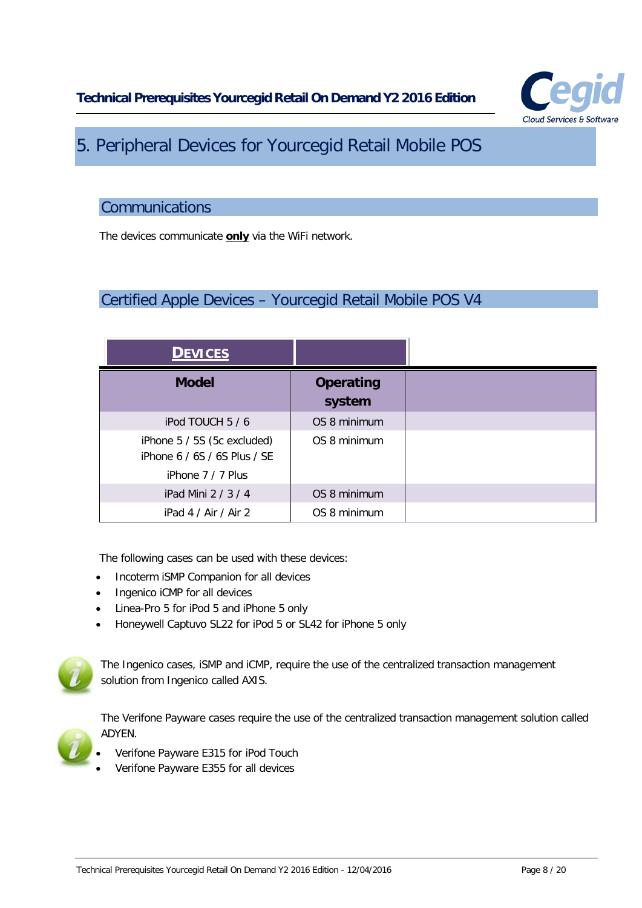# 5. Peripheral Devices for Yourcegid Retail Mobile POS

## Communications

The devices communicate **only** via the WiFi network.

## Certified Apple Devices – Yourcegid Retail Mobile POS V4

| DEVICES | | |
|---|---|---|
| **Model** | **Operating system** | |
| iPod TOUCH 5 / 6 | OS 8 minimum | |
| iPhone 5 / 5S (5c excluded)<br>iPhone 6 / 6S / 6S Plus / SE<br>iPhone 7 / 7 Plus | OS 8 minimum | |
| iPad Mini 2 / 3 / 4 | OS 8 minimum | |
| iPad 4 / Air / Air 2 | OS 8 minimum | |

The following cases can be used with these devices:

- Incoterm iSMP Companion for all devices
- Ingenico iCMP for all devices
- Linea-Pro 5 for iPod 5 and iPhone 5 only
- Honeywell Captuvo SL22 for iPod 5 or SL42 for iPhone 5 only

The Ingenico cases, iSMP and iCMP, require the use of the centralized transaction management solution from Ingenico called AXIS.

The Verifone Payware cases require the use of the centralized transaction management solution called ADYEN.

- Verifone Payware E315 for iPod Touch
- Verifone Payware E355 for all devices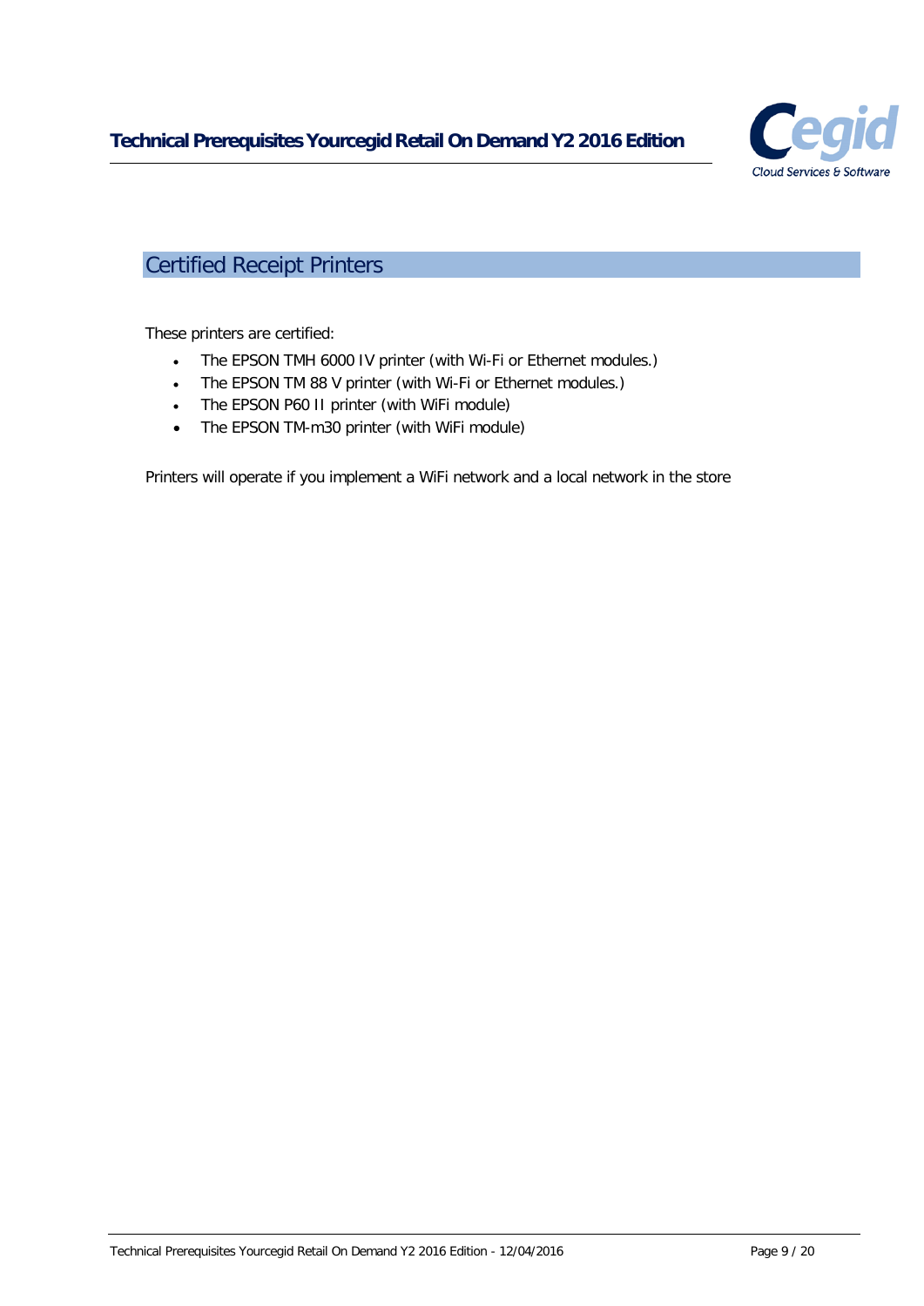## Certified Receipt Printers

These printers are certified:

- The EPSON TMH 6000 IV printer (with Wi-Fi or Ethernet modules.)
- The EPSON TM 88 V printer (with Wi-Fi or Ethernet modules.)
- The EPSON P60 II printer (with WiFi module)
- The EPSON TM-m30 printer (with WiFi module)

Printers will operate if you implement a WiFi network and a local network in the store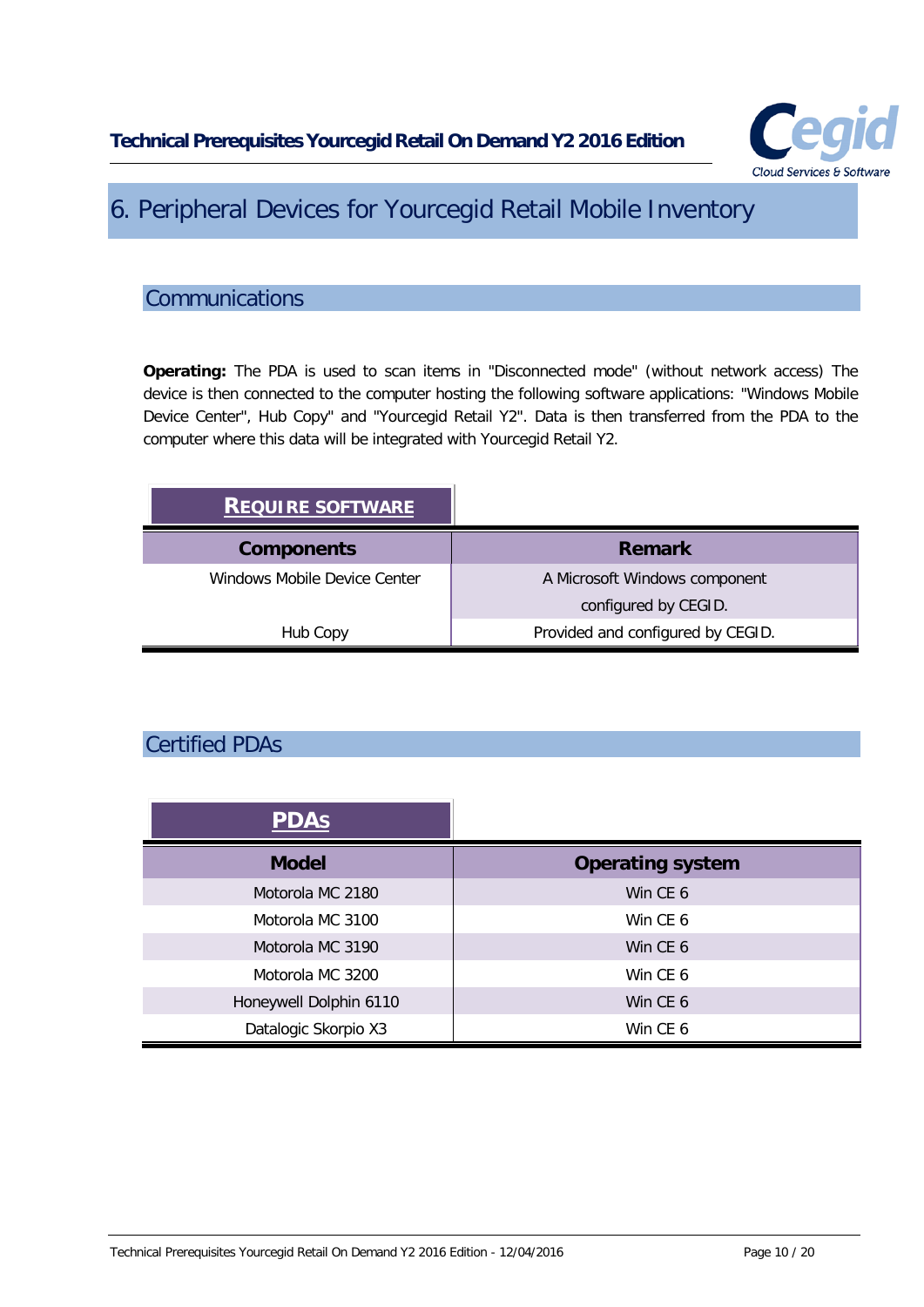# 6. Peripheral Devices for Yourcegid Retail Mobile Inventory

## Communications

**Operating:** The PDA is used to scan items in "Disconnected mode" (without network access) The device is then connected to the computer hosting the following software applications: "Windows Mobile Device Center", Hub Copy" and "Yourcegid Retail Y2". Data is then transferred from the PDA to the computer where this data will be integrated with Yourcegid Retail Y2.

**REQUIRE SOFTWARE**

| Components | Remark |
|---|---|
| Windows Mobile Device Center | A Microsoft Windows component configured by CEGID. |
| Hub Copy | Provided and configured by CEGID. |

## Certified PDAs

**PDAs**

| Model | Operating system |
|---|---|
| Motorola MC 2180 | Win CE 6 |
| Motorola MC 3100 | Win CE 6 |
| Motorola MC 3190 | Win CE 6 |
| Motorola MC 3200 | Win CE 6 |
| Honeywell Dolphin 6110 | Win CE 6 |
| Datalogic Skorpio X3 | Win CE 6 |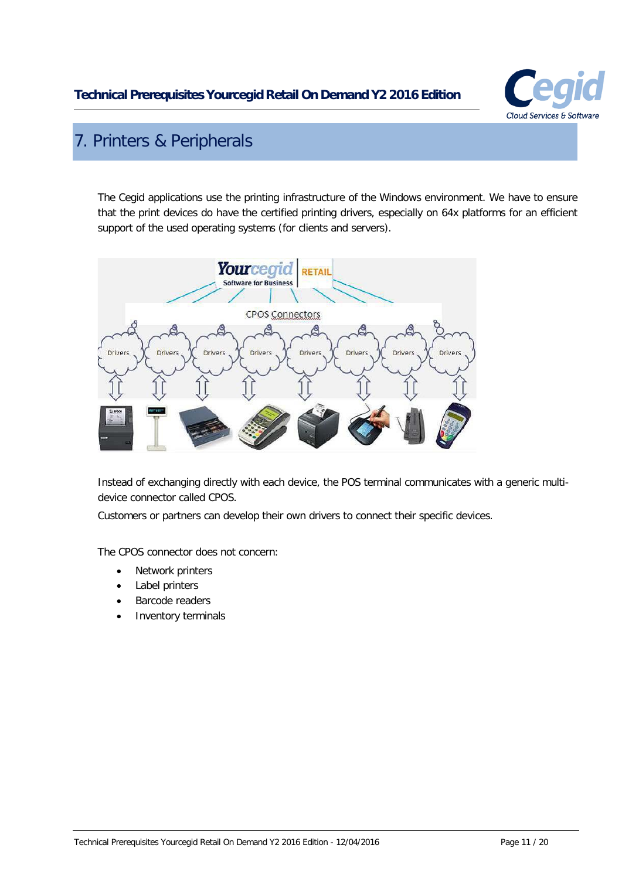# 7. Printers & Peripherals

The Cegid applications use the printing infrastructure of the Windows environment. We have to ensure that the print devices do have the certified printing drivers, especially on 64x platforms for an efficient support of the used operating systems (for clients and servers).

Yourcegid RETAIL
Software for Business

CPOS Connectors

Drivers
Drivers
Drivers
Drivers
Drivers
Drivers
Drivers
Drivers

Instead of exchanging directly with each device, the POS terminal communicates with a generic multi-device connector called CPOS.

Customers or partners can develop their own drivers to connect their specific devices.

The CPOS connector does not concern:

- Network printers
- Label printers
- Barcode readers
- Inventory terminals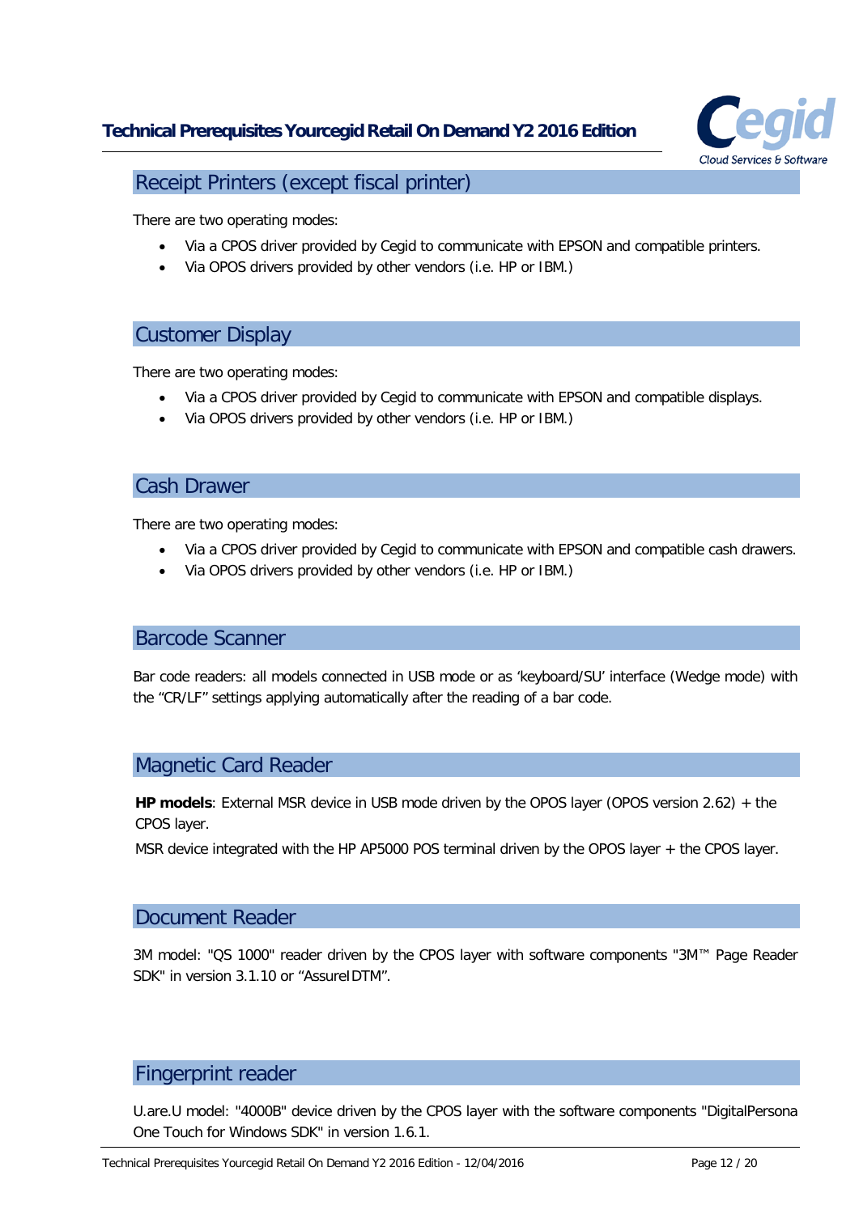## Receipt Printers (except fiscal printer)

There are two operating modes:

- Via a CPOS driver provided by Cegid to communicate with EPSON and compatible printers.
- Via OPOS drivers provided by other vendors (i.e. HP or IBM.)

## Customer Display

There are two operating modes:

- Via a CPOS driver provided by Cegid to communicate with EPSON and compatible displays.
- Via OPOS drivers provided by other vendors (i.e. HP or IBM.)

## Cash Drawer

There are two operating modes:

- Via a CPOS driver provided by Cegid to communicate with EPSON and compatible cash drawers.
- Via OPOS drivers provided by other vendors (i.e. HP or IBM.)

## Barcode Scanner

Bar code readers: all models connected in USB mode or as 'keyboard/SU' interface (Wedge mode) with the "CR/LF" settings applying automatically after the reading of a bar code.

## Magnetic Card Reader

**HP models**: External MSR device in USB mode driven by the OPOS layer (OPOS version 2.62) + the CPOS layer.

MSR device integrated with the HP AP5000 POS terminal driven by the OPOS layer + the CPOS layer.

## Document Reader

3M model: "QS 1000" reader driven by the CPOS layer with software components "3M™ Page Reader SDK" in version 3.1.10 or "AssureIDTM".

## Fingerprint reader

U.are.U model: "4000B" device driven by the CPOS layer with the software components "DigitalPersona One Touch for Windows SDK" in version 1.6.1.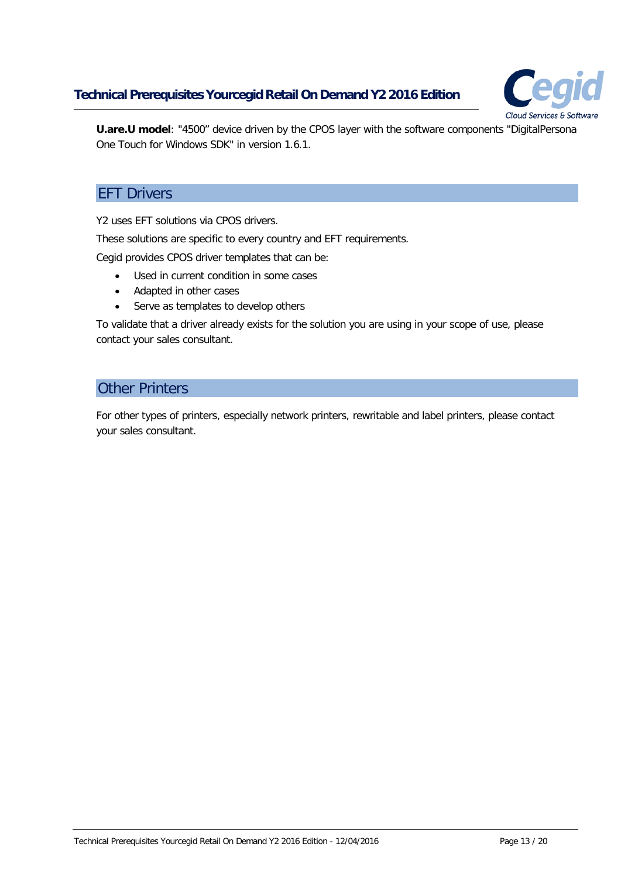**U.are.U model**: "4500" device driven by the CPOS layer with the software components "DigitalPersona One Touch for Windows SDK" in version 1.6.1.

## EFT Drivers

Y2 uses EFT solutions via CPOS drivers.

These solutions are specific to every country and EFT requirements.

Cegid provides CPOS driver templates that can be:

- Used in current condition in some cases
- Adapted in other cases
- Serve as templates to develop others

To validate that a driver already exists for the solution you are using in your scope of use, please contact your sales consultant.

## Other Printers

For other types of printers, especially network printers, rewritable and label printers, please contact your sales consultant.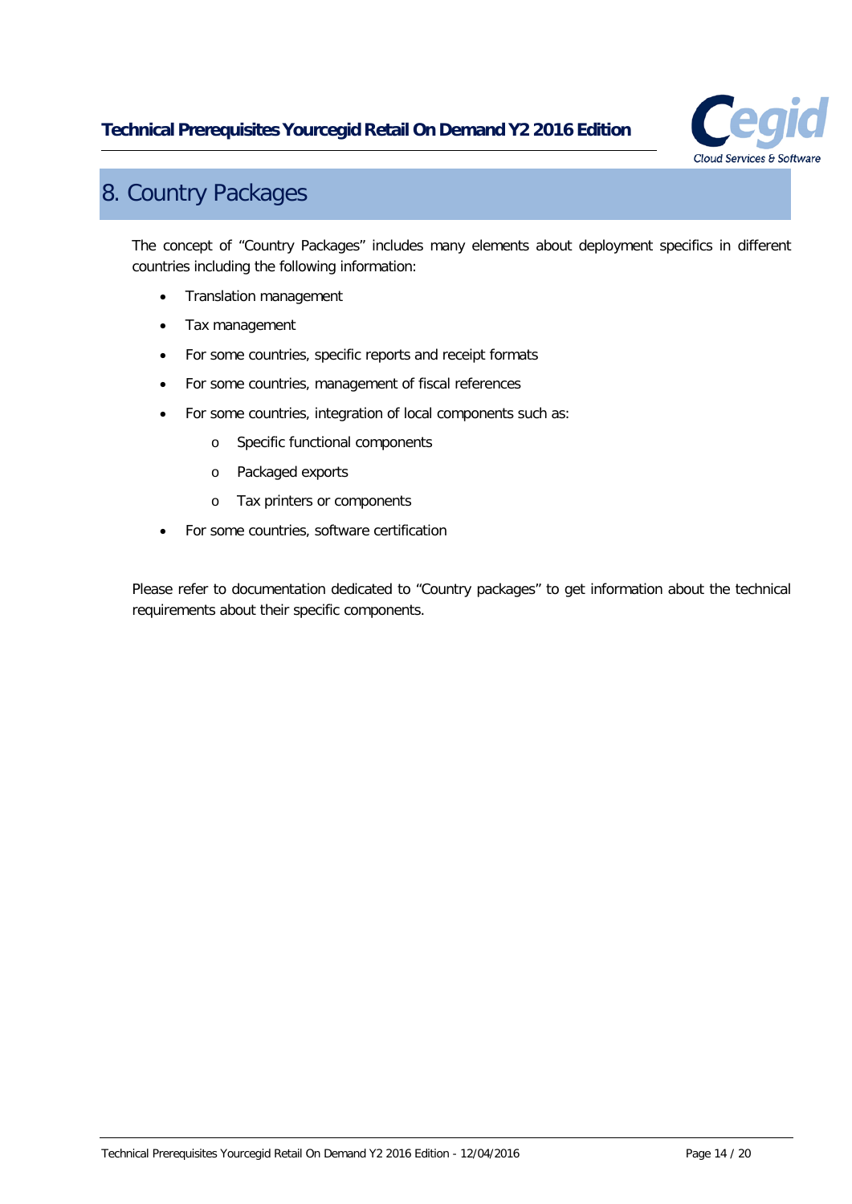# 8. Country Packages

The concept of "Country Packages" includes many elements about deployment specifics in different countries including the following information:

- Translation management
- Tax management
- For some countries, specific reports and receipt formats
- For some countries, management of fiscal references
- For some countries, integration of local components such as:
  - Specific functional components
  - Packaged exports
  - Tax printers or components
- For some countries, software certification

Please refer to documentation dedicated to "Country packages" to get information about the technical requirements about their specific components.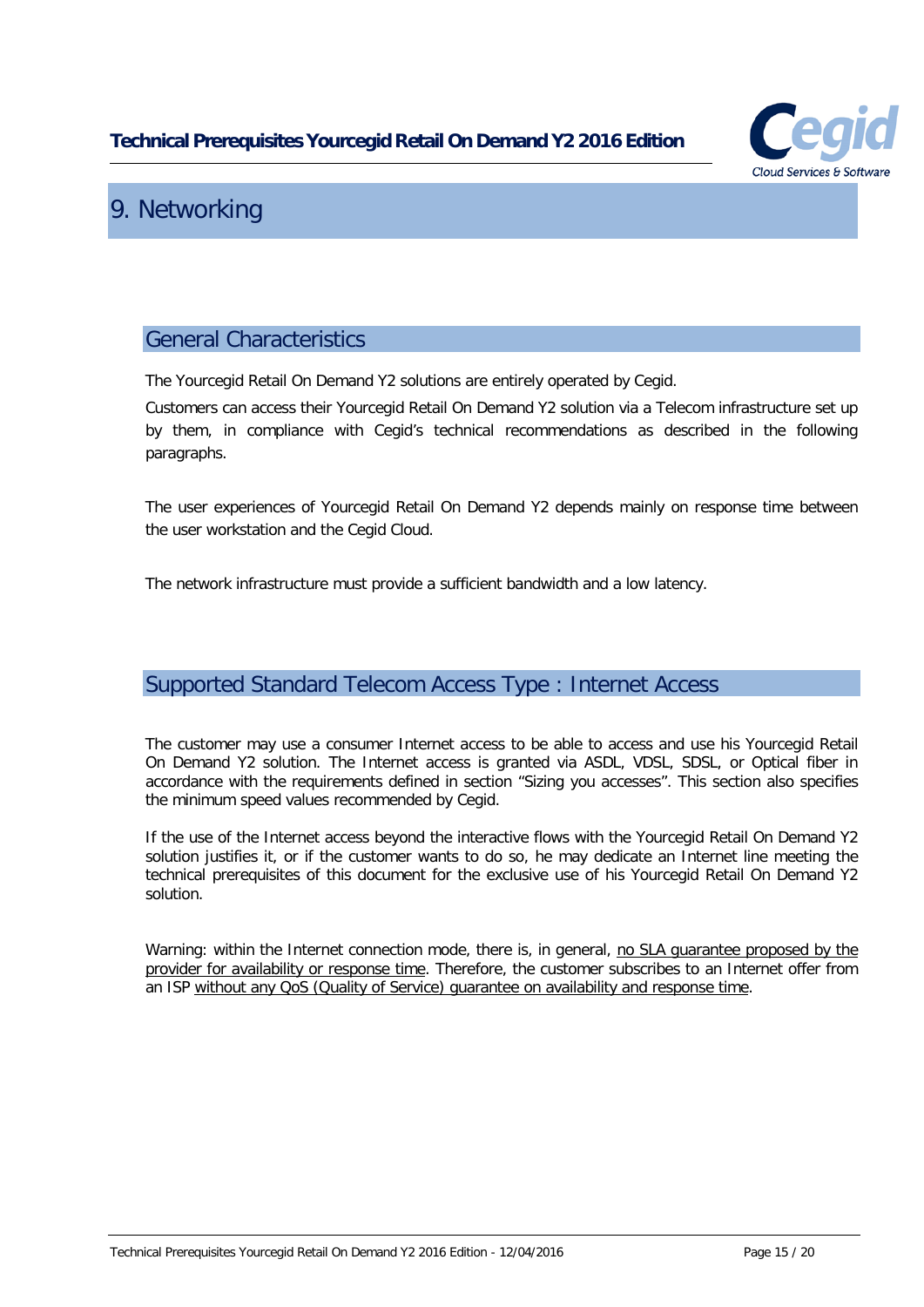# 9. Networking

## General Characteristics

The Yourcegid Retail On Demand Y2 solutions are entirely operated by Cegid.

Customers can access their Yourcegid Retail On Demand Y2 solution via a Telecom infrastructure set up by them, in compliance with Cegid's technical recommendations as described in the following paragraphs.

The user experiences of Yourcegid Retail On Demand Y2 depends mainly on response time between the user workstation and the Cegid Cloud.

The network infrastructure must provide a sufficient bandwidth and a low latency.

## Supported Standard Telecom Access Type : Internet Access

The customer may use a consumer Internet access to be able to access and use his Yourcegid Retail On Demand Y2 solution. The Internet access is granted via ASDL, VDSL, SDSL, or Optical fiber in accordance with the requirements defined in section "Sizing you accesses". This section also specifies the minimum speed values recommended by Cegid.

If the use of the Internet access beyond the interactive flows with the Yourcegid Retail On Demand Y2 solution justifies it, or if the customer wants to do so, he may dedicate an Internet line meeting the technical prerequisites of this document for the exclusive use of his Yourcegid Retail On Demand Y2 solution.

Warning: within the Internet connection mode, there is, in general, <u>no SLA guarantee proposed by the provider for availability or response time</u>. Therefore, the customer subscribes to an Internet offer from an ISP <u>without any QoS (Quality of Service) guarantee on availability and response time</u>.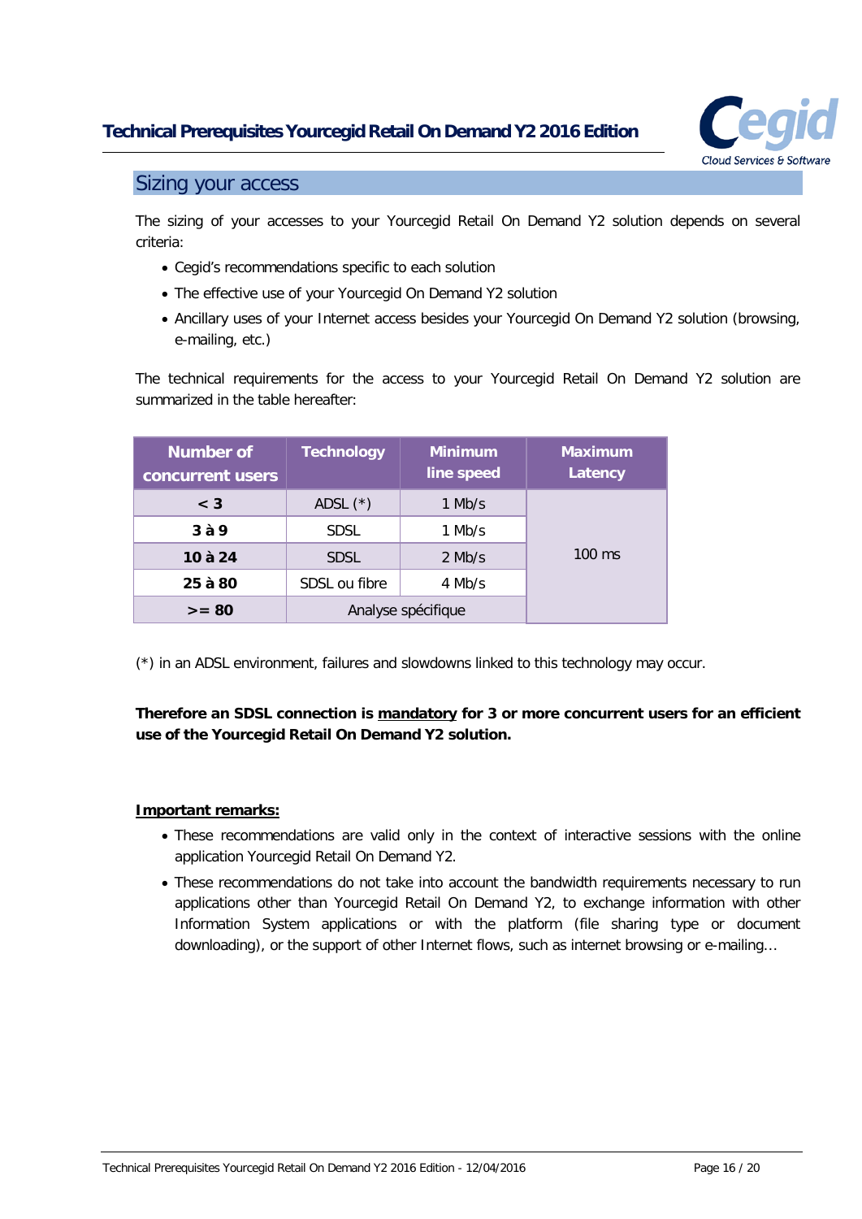## Sizing your access

The sizing of your accesses to your Yourcegid Retail On Demand Y2 solution depends on several criteria:

- Cegid's recommendations specific to each solution
- The effective use of your Yourcegid On Demand Y2 solution
- Ancillary uses of your Internet access besides your Yourcegid On Demand Y2 solution (browsing, e-mailing, etc.)

The technical requirements for the access to your Yourcegid Retail On Demand Y2 solution are summarized in the table hereafter:

| Number of concurrent users | Technology | Minimum line speed | Maximum Latency |
|---|---|---|---|
| **< 3** | ADSL (*) | 1 Mb/s | 100 ms |
| **3 à 9** | SDSL | 1 Mb/s | |
| **10 à 24** | SDSL | 2 Mb/s | |
| **25 à 80** | SDSL ou fibre | 4 Mb/s | |
| **>= 80** | Analyse spécifique | | |

(*) in an ADSL environment, failures and slowdowns linked to this technology may occur.

**Therefore an SDSL connection is mandatory for 3 or more concurrent users for an efficient use of the Yourcegid Retail On Demand Y2 solution.**

**Important remarks:**

- These recommendations are valid only in the context of interactive sessions with the online application Yourcegid Retail On Demand Y2.
- These recommendations do not take into account the bandwidth requirements necessary to run applications other than Yourcegid Retail On Demand Y2, to exchange information with other Information System applications or with the platform (file sharing type or document downloading), or the support of other Internet flows, such as internet browsing or e-mailing…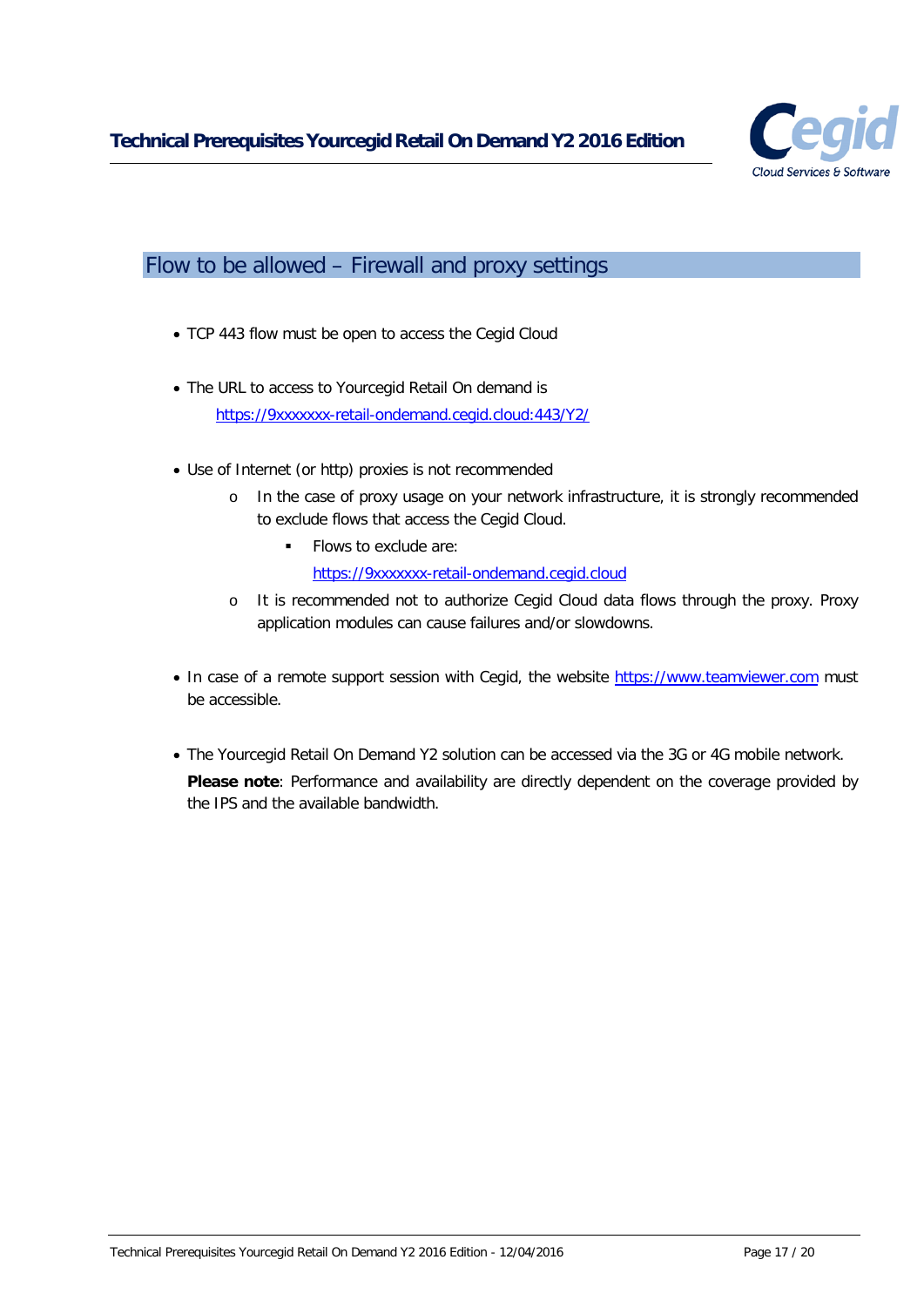## Flow to be allowed – Firewall and proxy settings

- TCP 443 flow must be open to access the Cegid Cloud
- The URL to access to Yourcegid Retail On demand is
  https://9xxxxxxx-retail-ondemand.cegid.cloud:443/Y2/
- Use of Internet (or http) proxies is not recommended
  - In the case of proxy usage on your network infrastructure, it is strongly recommended to exclude flows that access the Cegid Cloud.
    - Flows to exclude are:
      https://9xxxxxxx-retail-ondemand.cegid.cloud
  - It is recommended not to authorize Cegid Cloud data flows through the proxy. Proxy application modules can cause failures and/or slowdowns.
- In case of a remote support session with Cegid, the website https://www.teamviewer.com must be accessible.
- The Yourcegid Retail On Demand Y2 solution can be accessed via the 3G or 4G mobile network.

  **Please note**: Performance and availability are directly dependent on the coverage provided by the IPS and the available bandwidth.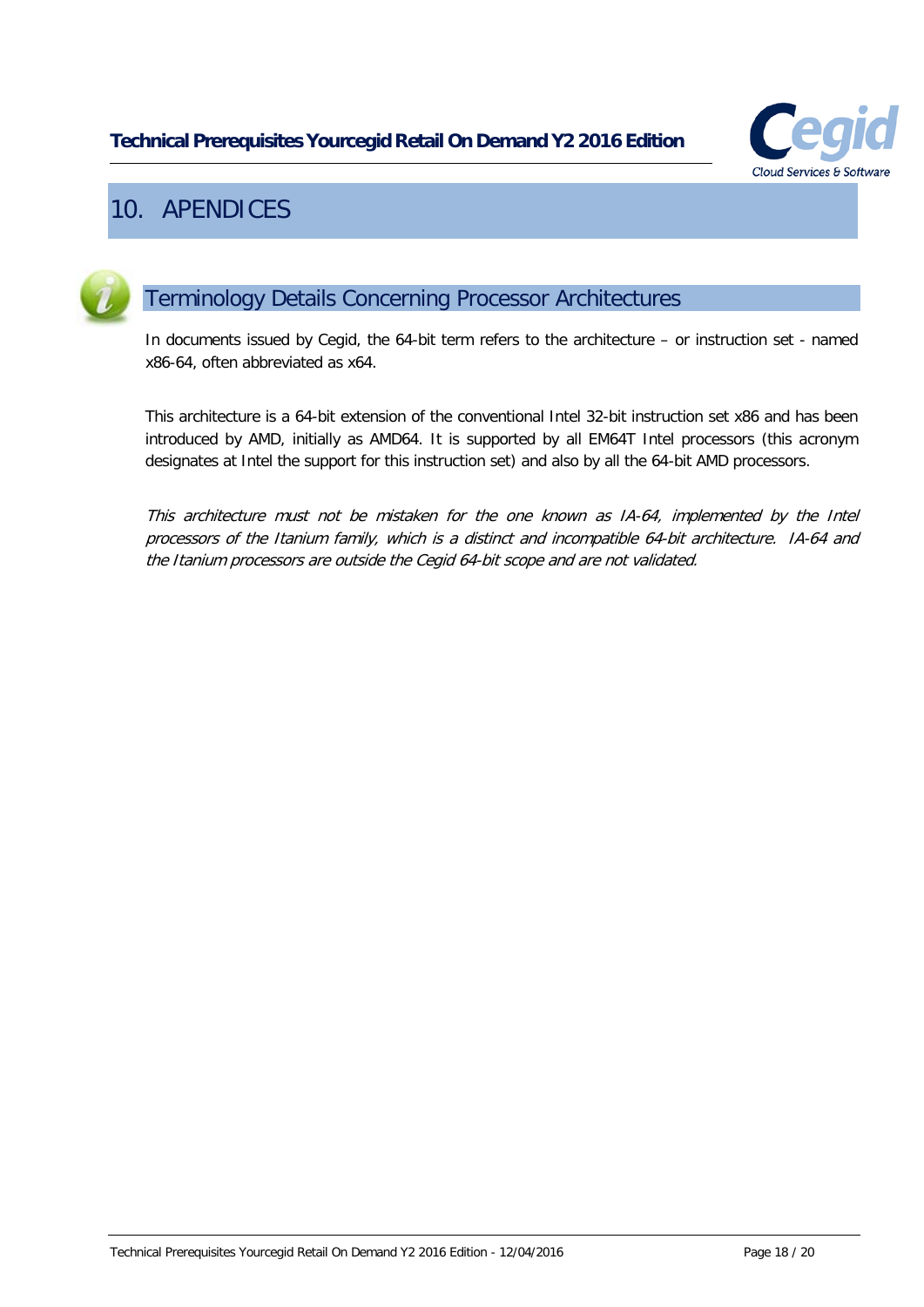# 10. APENDICES

## Terminology Details Concerning Processor Architectures

In documents issued by Cegid, the 64-bit term refers to the architecture – or instruction set - named x86-64, often abbreviated as x64.

This architecture is a 64-bit extension of the conventional Intel 32-bit instruction set x86 and has been introduced by AMD, initially as AMD64. It is supported by all EM64T Intel processors (this acronym designates at Intel the support for this instruction set) and also by all the 64-bit AMD processors.

*This architecture must not be mistaken for the one known as IA-64, implemented by the Intel processors of the Itanium family, which is a distinct and incompatible 64-bit architecture. IA-64 and the Itanium processors are outside the Cegid 64-bit scope and are not validated.*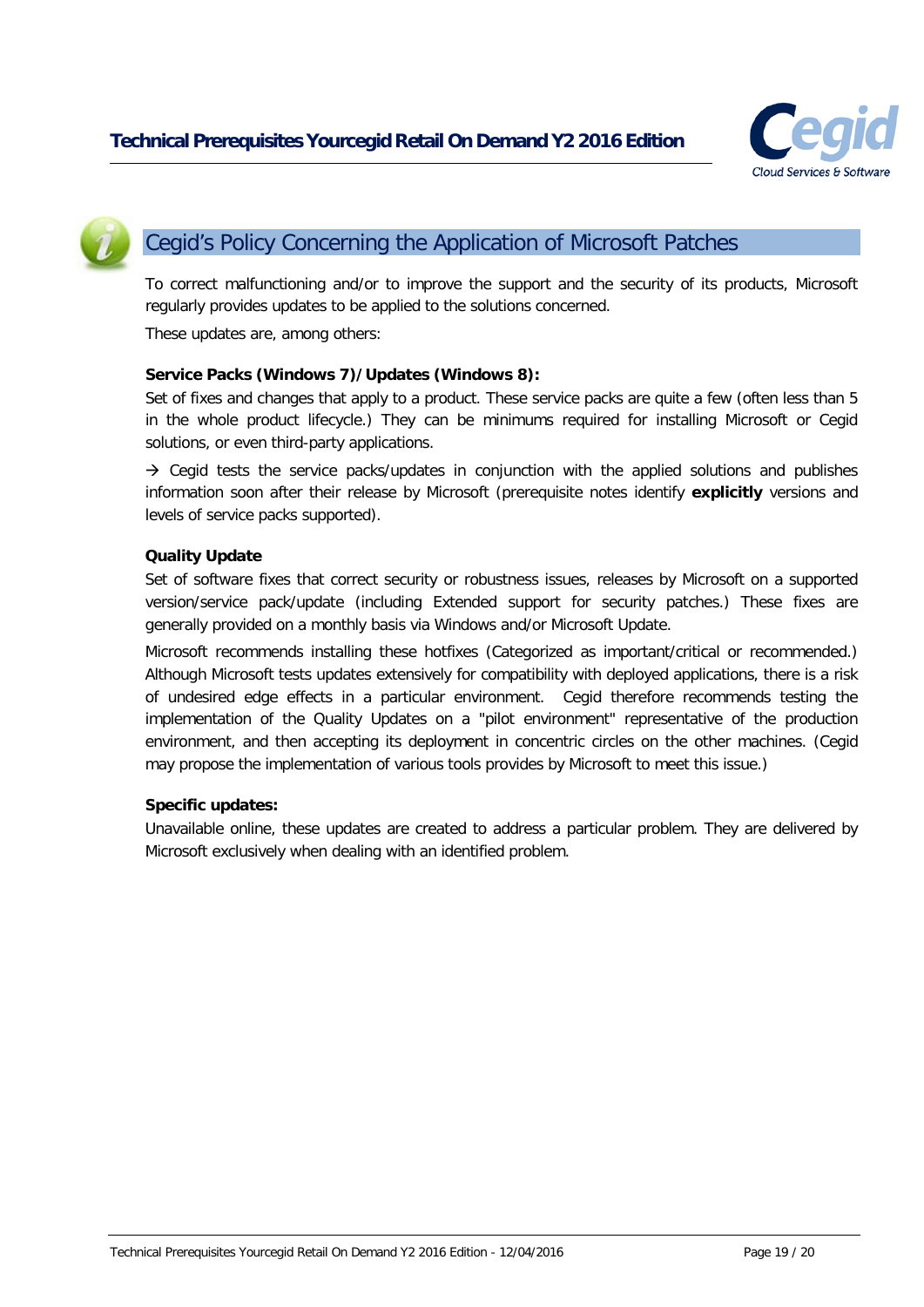## Cegid's Policy Concerning the Application of Microsoft Patches

To correct malfunctioning and/or to improve the support and the security of its products, Microsoft regularly provides updates to be applied to the solutions concerned.

These updates are, among others:

**Service Packs (Windows 7)/Updates (Windows 8):**

Set of fixes and changes that apply to a product. These service packs are quite a few (often less than 5 in the whole product lifecycle.) They can be minimums required for installing Microsoft or Cegid solutions, or even third-party applications.

→ Cegid tests the service packs/updates in conjunction with the applied solutions and publishes information soon after their release by Microsoft (prerequisite notes identify **explicitly** versions and levels of service packs supported).

**Quality Update**

Set of software fixes that correct security or robustness issues, releases by Microsoft on a supported version/service pack/update (including Extended support for security patches.) These fixes are generally provided on a monthly basis via Windows and/or Microsoft Update.

Microsoft recommends installing these hotfixes (Categorized as important/critical or recommended.) Although Microsoft tests updates extensively for compatibility with deployed applications, there is a risk of undesired edge effects in a particular environment. Cegid therefore recommends testing the implementation of the Quality Updates on a "pilot environment" representative of the production environment, and then accepting its deployment in concentric circles on the other machines. (Cegid may propose the implementation of various tools provides by Microsoft to meet this issue.)

**Specific updates:**

Unavailable online, these updates are created to address a particular problem. They are delivered by Microsoft exclusively when dealing with an identified problem.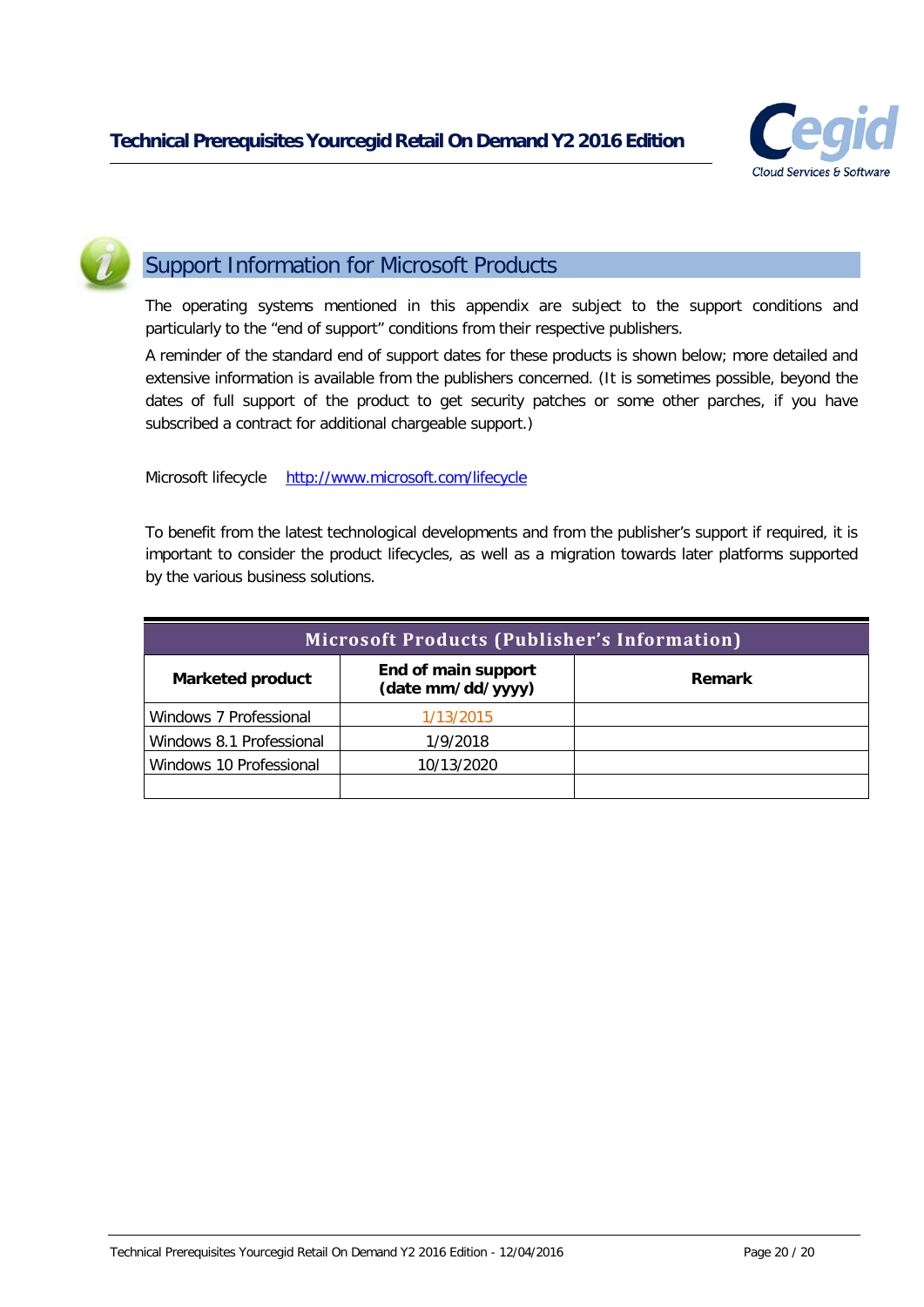## Support Information for Microsoft Products

The operating systems mentioned in this appendix are subject to the support conditions and particularly to the "end of support" conditions from their respective publishers.

A reminder of the standard end of support dates for these products is shown below; more detailed and extensive information is available from the publishers concerned. (It is sometimes possible, beyond the dates of full support of the product to get security patches or some other parches, if you have subscribed a contract for additional chargeable support.)

Microsoft lifecycle    http://www.microsoft.com/lifecycle

To benefit from the latest technological developments and from the publisher's support if required, it is important to consider the product lifecycles, as well as a migration towards later platforms supported by the various business solutions.

| Microsoft Products (Publisher's Information) | | |
|---|---|---|
| **Marketed product** | **End of main support (date mm/dd/yyyy)** | **Remark** |
| Windows 7 Professional | 1/13/2015 | |
| Windows 8.1 Professional | 1/9/2018 | |
| Windows 10 Professional | 10/13/2020 | |
| | | |